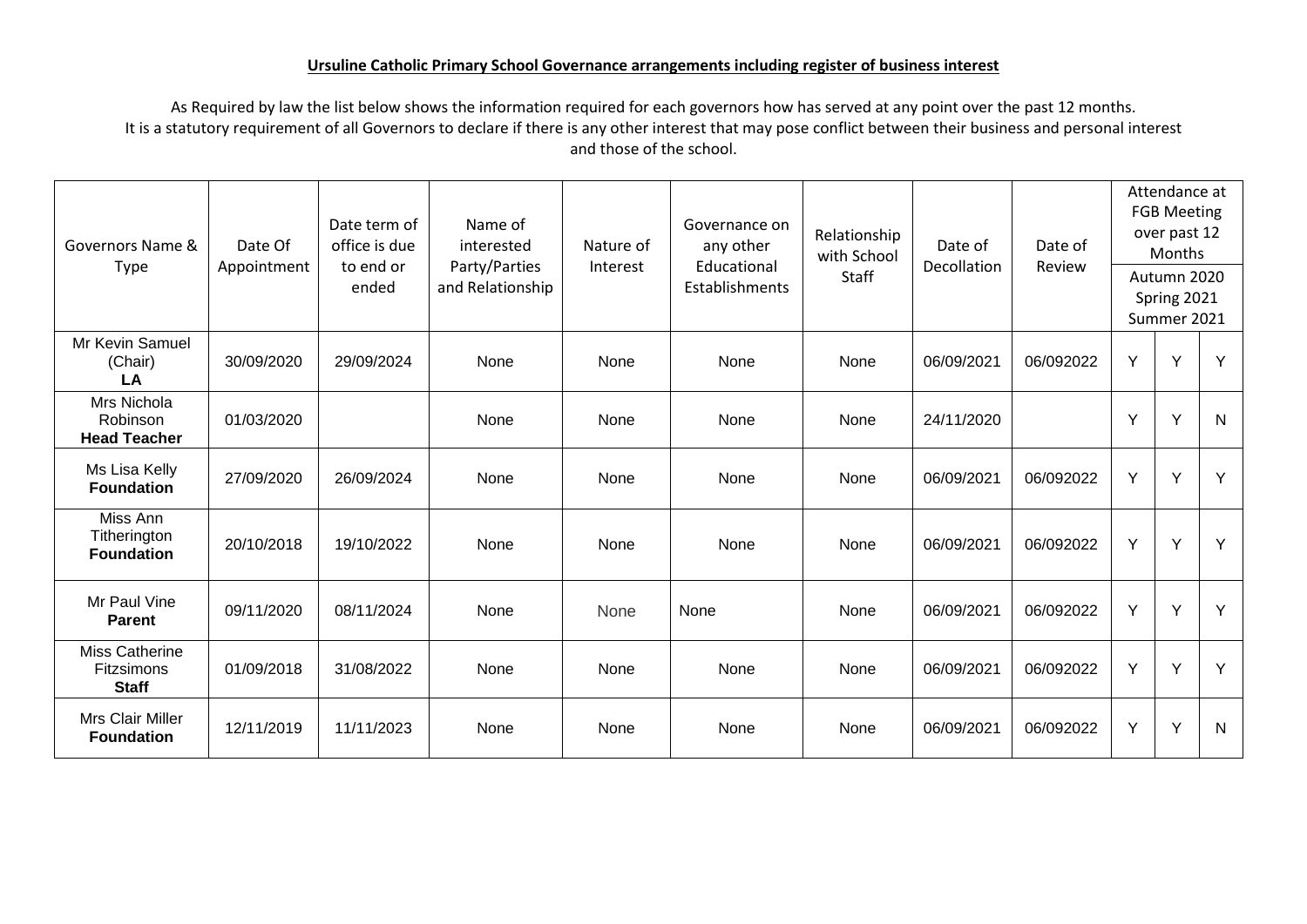**Ursuline Catholic Primary School Governance arrangements including register of business interest**

As Required by law the list below shows the information required for each governors how has served at any point over the past 12 months.
It is a statutory requirement of all Governors to declare if there is any other interest that may pose conflict between their business and personal interest and those of the school.

| Governors Name & Type | Date Of Appointment | Date term of office is due to end or ended | Name of interested Party/Parties and Relationship | Nature of Interest | Governance on any other Educational Establishments | Relationship with School Staff | Date of Decollation | Date of Review | Attendance at FGB Meeting over past 12 Months Autumn 2020 Spring 2021 Summer 2021 | | |
|---|---|---|---|---|---|---|---|---|---|---|---|
| Mr Kevin Samuel (Chair) **LA** | 30/09/2020 | 29/09/2024 | None | None | None | None | 06/09/2021 | 06/092022 | Y | Y | Y |
| Mrs Nichola Robinson **Head Teacher** | 01/03/2020 | | None | None | None | None | 24/11/2020 | | Y | Y | N |
| Ms Lisa Kelly **Foundation** | 27/09/2020 | 26/09/2024 | None | None | None | None | 06/09/2021 | 06/092022 | Y | Y | Y |
| Miss Ann Titherington **Foundation** | 20/10/2018 | 19/10/2022 | None | None | None | None | 06/09/2021 | 06/092022 | Y | Y | Y |
| Mr Paul Vine **Parent** | 09/11/2020 | 08/11/2024 | None | None | None | None | 06/09/2021 | 06/092022 | Y | Y | Y |
| Miss Catherine Fitzsimons **Staff** | 01/09/2018 | 31/08/2022 | None | None | None | None | 06/09/2021 | 06/092022 | Y | Y | Y |
| Mrs Clair Miller **Foundation** | 12/11/2019 | 11/11/2023 | None | None | None | None | 06/09/2021 | 06/092022 | Y | Y | N |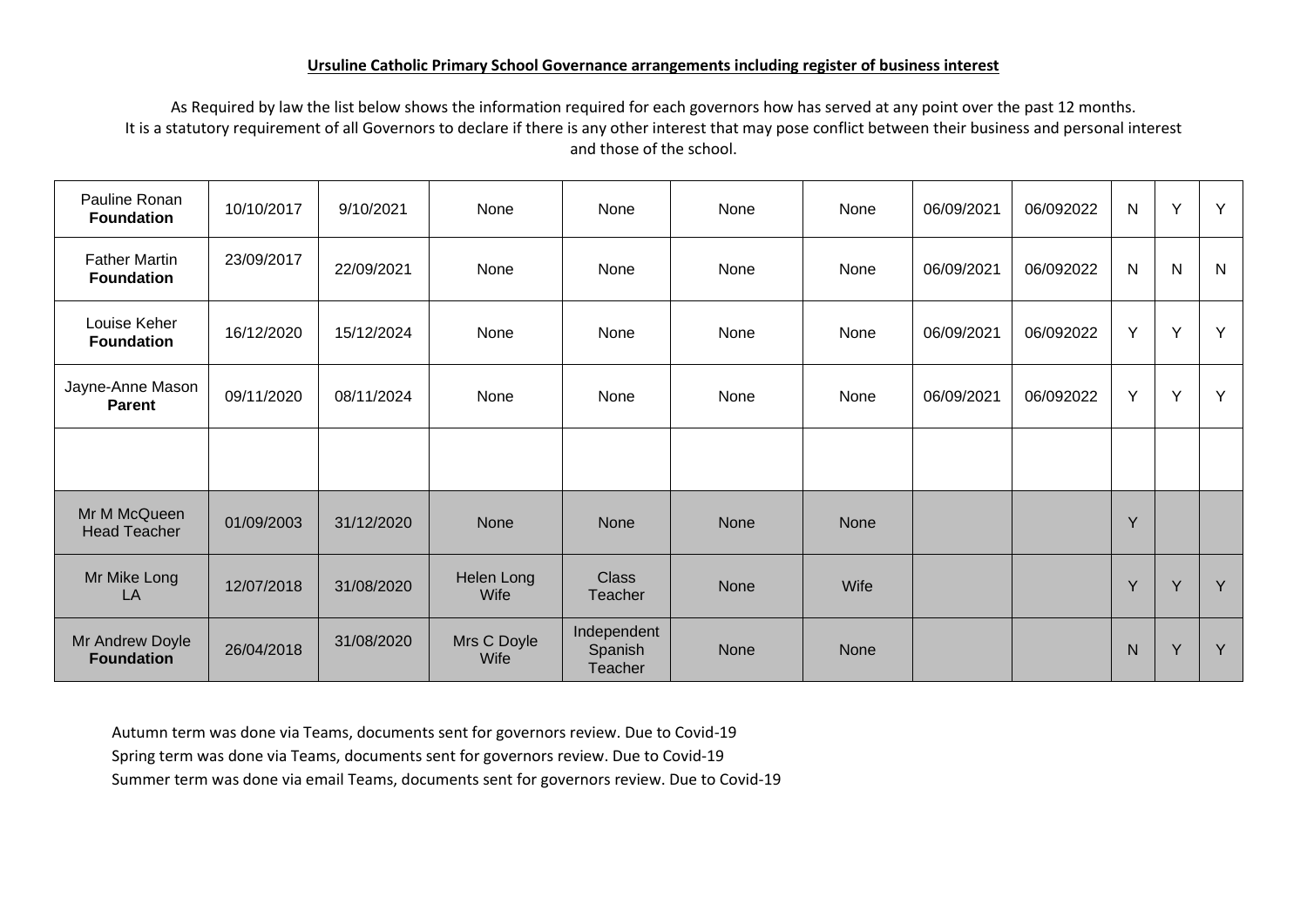**Ursuline Catholic Primary School Governance arrangements including register of business interest**

As Required by law the list below shows the information required for each governors how has served at any point over the past 12 months.
It is a statutory requirement of all Governors to declare if there is any other interest that may pose conflict between their business and personal interest and those of the school.

| | | | | | | | | | | | |
|---|---|---|---|---|---|---|---|---|---|---|---|
| Pauline Ronan **Foundation** | 10/10/2017 | 9/10/2021 | None | None | None | None | 06/09/2021 | 06/092022 | N | Y | Y |
| Father Martin **Foundation** | 23/09/2017 | 22/09/2021 | None | None | None | None | 06/09/2021 | 06/092022 | N | N | N |
| Louise Keher **Foundation** | 16/12/2020 | 15/12/2024 | None | None | None | None | 06/09/2021 | 06/092022 | Y | Y | Y |
| Jayne-Anne Mason **Parent** | 09/11/2020 | 08/11/2024 | None | None | None | None | 06/09/2021 | 06/092022 | Y | Y | Y |
| | | | | | | | | | | | |
| Mr M McQueen Head Teacher | 01/09/2003 | 31/12/2020 | None | None | None | None | | | Y | | |
| Mr Mike Long LA | 12/07/2018 | 31/08/2020 | Helen Long Wife | Class Teacher | None | Wife | | | Y | Y | Y |
| Mr Andrew Doyle **Foundation** | 26/04/2018 | 31/08/2020 | Mrs C Doyle Wife | Independent Spanish Teacher | None | None | | | N | Y | Y |

Autumn term was done via Teams, documents sent for governors review. Due to Covid-19
Spring term was done via Teams, documents sent for governors review. Due to Covid-19
Summer term was done via email Teams, documents sent for governors review. Due to Covid-19